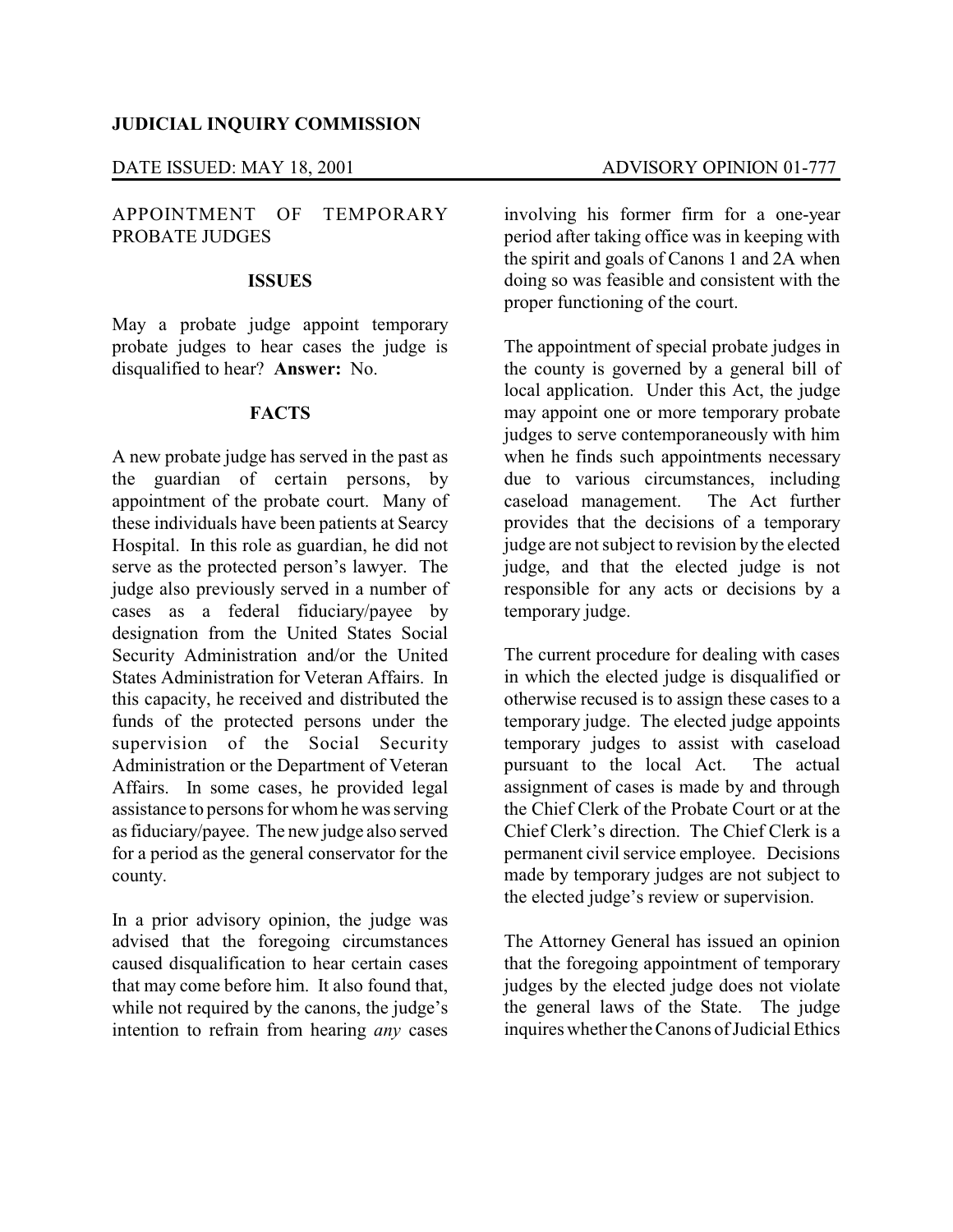**JUDICIAL INQUIRY COMMISSION**

DATE ISSUED: MAY 18, 2001 ADVISORY OPINION 01-777

APPOINTMENT OF TEMPORARY PROBATE JUDGES

**ISSUES**

May a probate judge appoint temporary probate judges to hear cases the judge is disqualified to hear? **Answer:** No.

**FACTS**

A new probate judge has served in the past as the guardian of certain persons, by appointment of the probate court. Many of these individuals have been patients at Searcy Hospital. In this role as guardian, he did not serve as the protected person's lawyer. The judge also previously served in a number of cases as a federal fiduciary/payee by designation from the United States Social Security Administration and/or the United States Administration for Veteran Affairs. In this capacity, he received and distributed the funds of the protected persons under the supervision of the Social Security Administration or the Department of Veteran Affairs. In some cases, he provided legal assistance to persons for whom he was serving as fiduciary/payee. The new judge also served for a period as the general conservator for the county.

In a prior advisory opinion, the judge was advised that the foregoing circumstances caused disqualification to hear certain cases that may come before him. It also found that, while not required by the canons, the judge's intention to refrain from hearing *any* cases involving his former firm for a one-year period after taking office was in keeping with the spirit and goals of Canons 1 and 2A when doing so was feasible and consistent with the proper functioning of the court.

The appointment of special probate judges in the county is governed by a general bill of local application. Under this Act, the judge may appoint one or more temporary probate judges to serve contemporaneously with him when he finds such appointments necessary due to various circumstances, including caseload management. The Act further provides that the decisions of a temporary judge are not subject to revision by the elected judge, and that the elected judge is not responsible for any acts or decisions by a temporary judge.

The current procedure for dealing with cases in which the elected judge is disqualified or otherwise recused is to assign these cases to a temporary judge. The elected judge appoints temporary judges to assist with caseload pursuant to the local Act. The actual assignment of cases is made by and through the Chief Clerk of the Probate Court or at the Chief Clerk's direction. The Chief Clerk is a permanent civil service employee. Decisions made by temporary judges are not subject to the elected judge's review or supervision.

The Attorney General has issued an opinion that the foregoing appointment of temporary judges by the elected judge does not violate the general laws of the State. The judge inquires whether the Canons of Judicial Ethics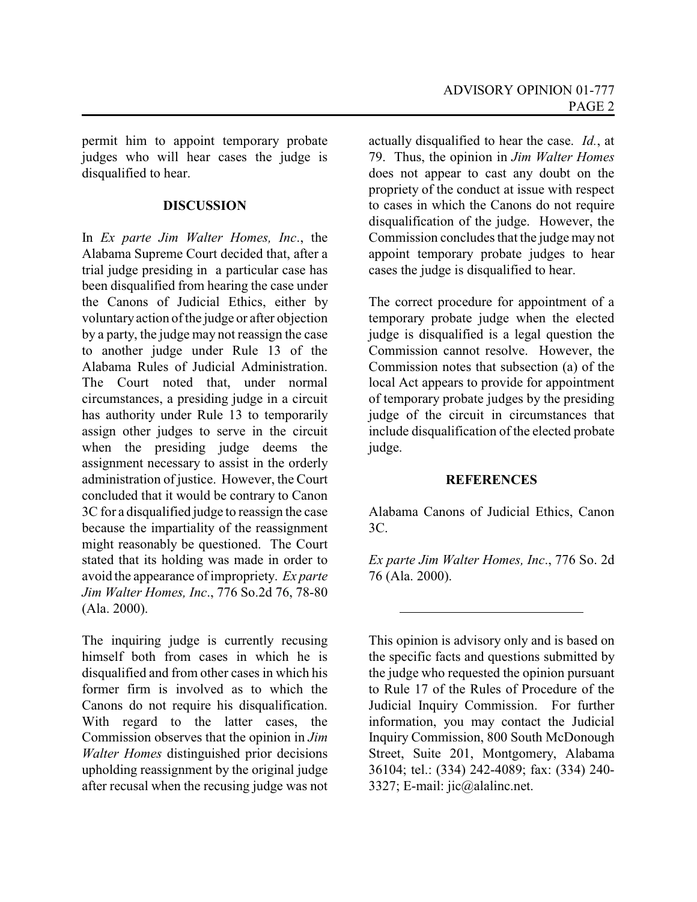permit him to appoint temporary probate judges who will hear cases the judge is disqualified to hear.

## DISCUSSION

In *Ex parte Jim Walter Homes, Inc*., the Alabama Supreme Court decided that, after a trial judge presiding in a particular case has been disqualified from hearing the case under the Canons of Judicial Ethics, either by voluntary action of the judge or after objection by a party, the judge may not reassign the case to another judge under Rule 13 of the Alabama Rules of Judicial Administration. The Court noted that, under normal circumstances, a presiding judge in a circuit has authority under Rule 13 to temporarily assign other judges to serve in the circuit when the presiding judge deems the assignment necessary to assist in the orderly administration of justice. However, the Court concluded that it would be contrary to Canon 3C for a disqualified judge to reassign the case because the impartiality of the reassignment might reasonably be questioned. The Court stated that its holding was made in order to avoid the appearance of impropriety. *Ex parte Jim Walter Homes, Inc*., 776 So.2d 76, 78-80 (Ala. 2000).

The inquiring judge is currently recusing himself both from cases in which he is disqualified and from other cases in which his former firm is involved as to which the Canons do not require his disqualification. With regard to the latter cases, the Commission observes that the opinion in *Jim Walter Homes* distinguished prior decisions upholding reassignment by the original judge after recusal when the recusing judge was not actually disqualified to hear the case. *Id.*, at 79. Thus, the opinion in *Jim Walter Homes* does not appear to cast any doubt on the propriety of the conduct at issue with respect to cases in which the Canons do not require disqualification of the judge. However, the Commission concludes that the judge may not appoint temporary probate judges to hear cases the judge is disqualified to hear.

The correct procedure for appointment of a temporary probate judge when the elected judge is disqualified is a legal question the Commission cannot resolve. However, the Commission notes that subsection (a) of the local Act appears to provide for appointment of temporary probate judges by the presiding judge of the circuit in circumstances that include disqualification of the elected probate judge.

## REFERENCES

Alabama Canons of Judicial Ethics, Canon 3C.

*Ex parte Jim Walter Homes, Inc*., 776 So. 2d 76 (Ala. 2000).

---

This opinion is advisory only and is based on the specific facts and questions submitted by the judge who requested the opinion pursuant to Rule 17 of the Rules of Procedure of the Judicial Inquiry Commission. For further information, you may contact the Judicial Inquiry Commission, 800 South McDonough Street, Suite 201, Montgomery, Alabama 36104; tel.: (334) 242-4089; fax: (334) 240-3327; E-mail: jic@alalinc.net.